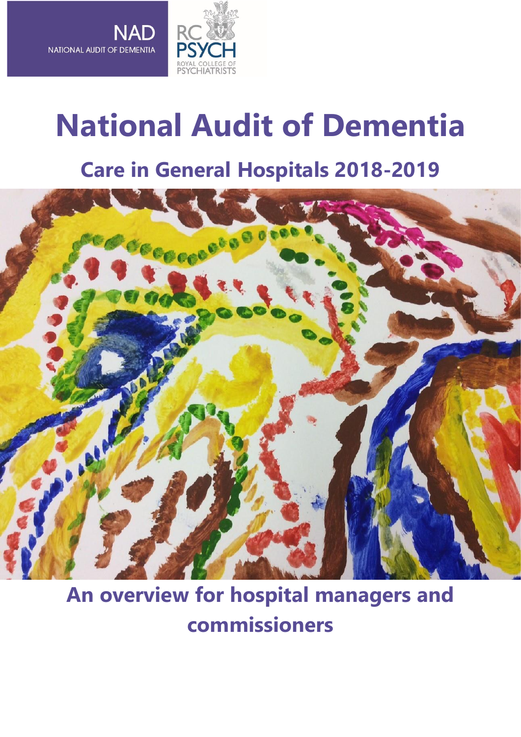NAD

NATIONAL AUDIT OF DEMENTIA

RC PSYCH

ROYAL COLLEGE OF PSYCHIATRISTS

# National Audit of Dementia

## Care in General Hospitals 2018-2019

## An overview for hospital managers and commissioners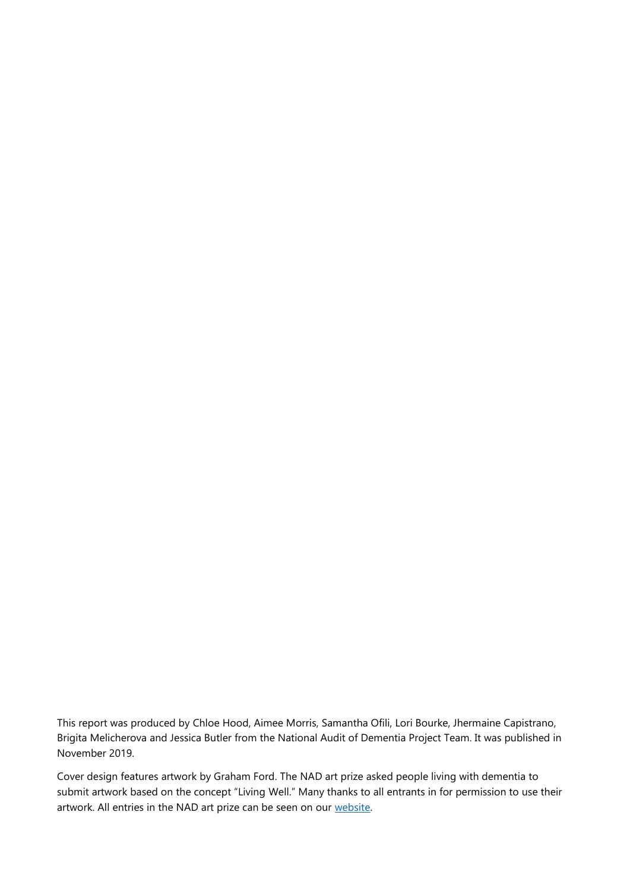This report was produced by Chloe Hood, Aimee Morris, Samantha Ofili, Lori Bourke, Jhermaine Capistrano, Brigita Melicherova and Jessica Butler from the National Audit of Dementia Project Team. It was published in November 2019.

Cover design features artwork by Graham Ford. The NAD art prize asked people living with dementia to submit artwork based on the concept "Living Well." Many thanks to all entrants in for permission to use their artwork. All entries in the NAD art prize can be seen on our website.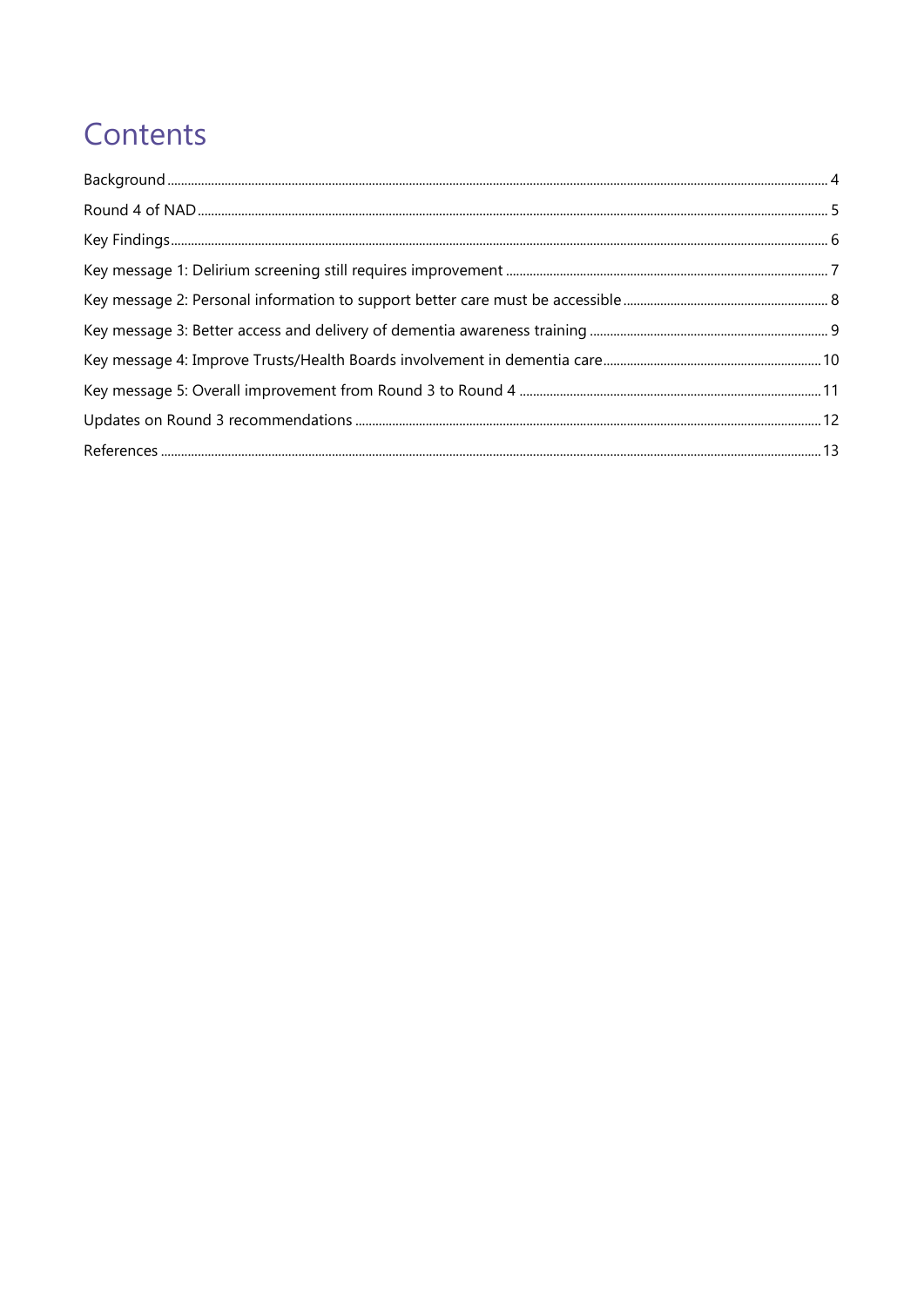# Contents

Background ........ 4

Round 4 of NAD ........ 5

Key Findings ........ 6

Key message 1: Delirium screening still requires improvement ........ 7

Key message 2: Personal information to support better care must be accessible ........ 8

Key message 3: Better access and delivery of dementia awareness training ........ 9

Key message 4: Improve Trusts/Health Boards involvement in dementia care ........ 10

Key message 5: Overall improvement from Round 3 to Round 4 ........ 11

Updates on Round 3 recommendations ........ 12

References ........ 13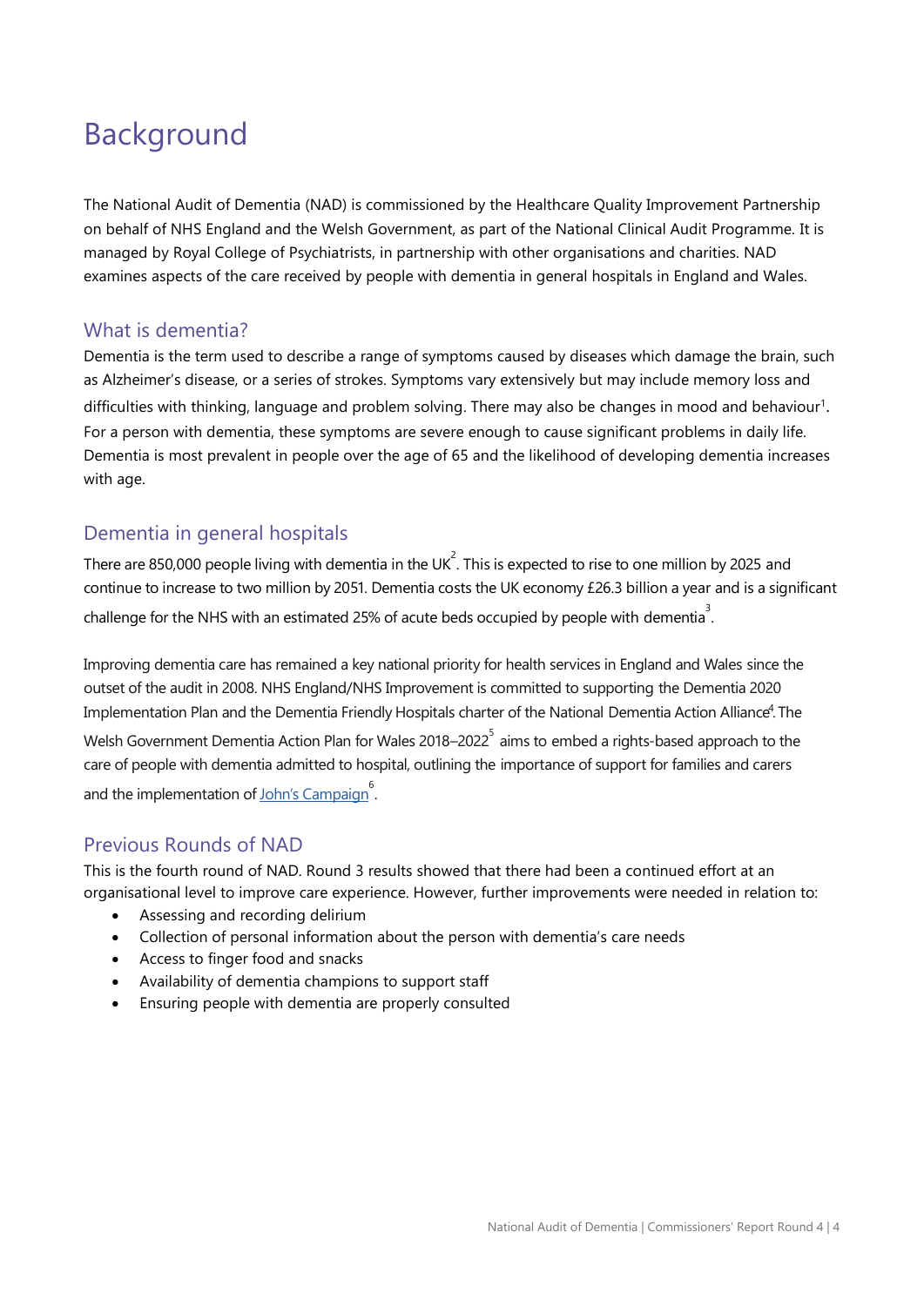# Background

The National Audit of Dementia (NAD) is commissioned by the Healthcare Quality Improvement Partnership on behalf of NHS England and the Welsh Government, as part of the National Clinical Audit Programme. It is managed by Royal College of Psychiatrists, in partnership with other organisations and charities. NAD examines aspects of the care received by people with dementia in general hospitals in England and Wales.

## What is dementia?

Dementia is the term used to describe a range of symptoms caused by diseases which damage the brain, such as Alzheimer's disease, or a series of strokes. Symptoms vary extensively but may include memory loss and difficulties with thinking, language and problem solving. There may also be changes in mood and behaviour[1]. For a person with dementia, these symptoms are severe enough to cause significant problems in daily life. Dementia is most prevalent in people over the age of 65 and the likelihood of developing dementia increases with age.

## Dementia in general hospitals

There are 850,000 people living with dementia in the UK[2]. This is expected to rise to one million by 2025 and continue to increase to two million by 2051. Dementia costs the UK economy £26.3 billion a year and is a significant challenge for the NHS with an estimated 25% of acute beds occupied by people with dementia[3].

Improving dementia care has remained a key national priority for health services in England and Wales since the outset of the audit in 2008. NHS England/NHS Improvement is committed to supporting the Dementia 2020 Implementation Plan and the Dementia Friendly Hospitals charter of the National Dementia Action Alliance[4]. The Welsh Government Dementia Action Plan for Wales 2018–2022[5] aims to embed a rights-based approach to the care of people with dementia admitted to hospital, outlining the importance of support for families and carers and the implementation of John's Campaign[6].

## Previous Rounds of NAD

This is the fourth round of NAD. Round 3 results showed that there had been a continued effort at an organisational level to improve care experience. However, further improvements were needed in relation to:

- Assessing and recording delirium
- Collection of personal information about the person with dementia's care needs
- Access to finger food and snacks
- Availability of dementia champions to support staff
- Ensuring people with dementia are properly consulted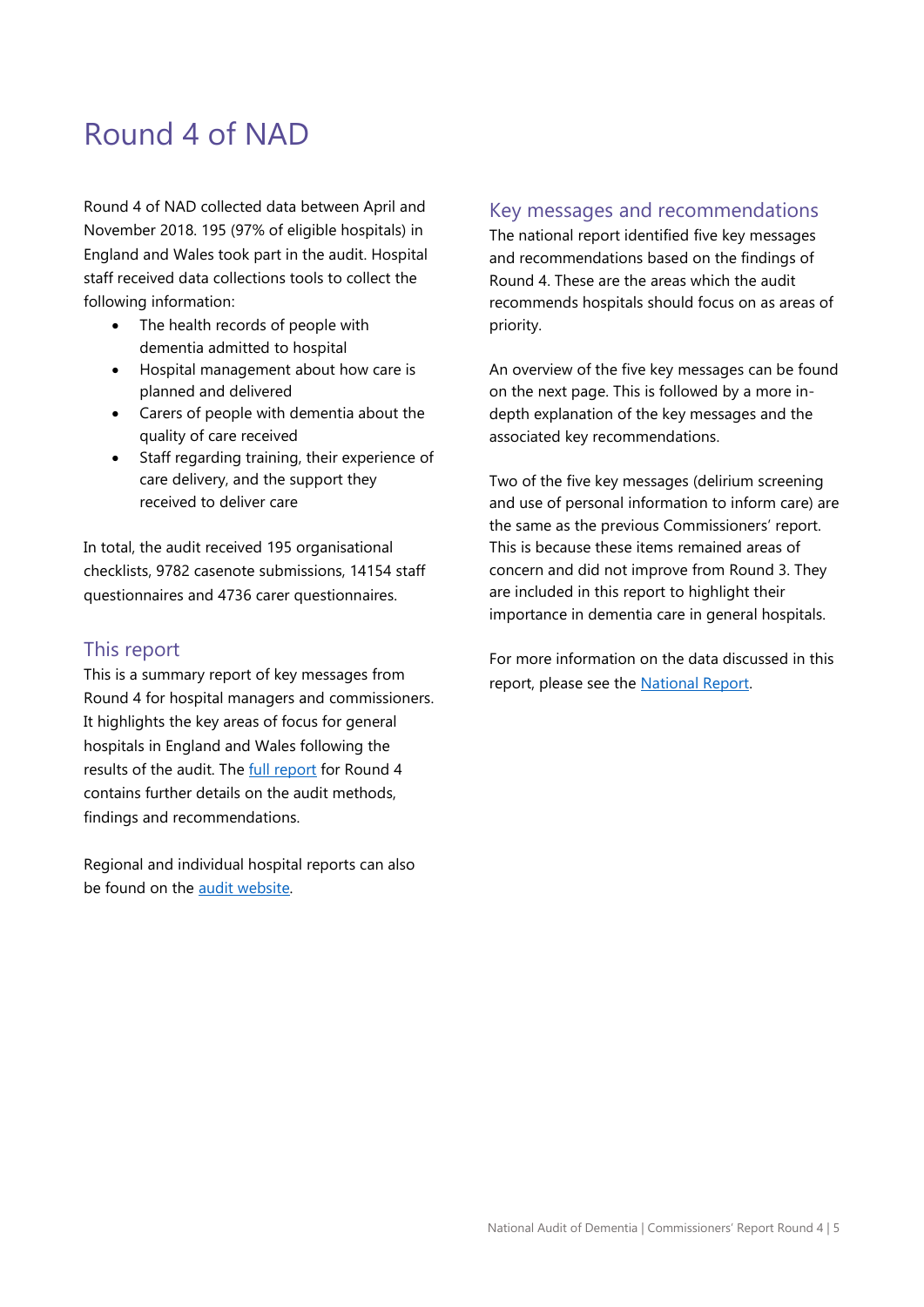# Round 4 of NAD

Round 4 of NAD collected data between April and November 2018. 195 (97% of eligible hospitals) in England and Wales took part in the audit. Hospital staff received data collections tools to collect the following information:

- The health records of people with dementia admitted to hospital
- Hospital management about how care is planned and delivered
- Carers of people with dementia about the quality of care received
- Staff regarding training, their experience of care delivery, and the support they received to deliver care

In total, the audit received 195 organisational checklists, 9782 casenote submissions, 14154 staff questionnaires and 4736 carer questionnaires.

## This report

This is a summary report of key messages from Round 4 for hospital managers and commissioners. It highlights the key areas of focus for general hospitals in England and Wales following the results of the audit. The full report for Round 4 contains further details on the audit methods, findings and recommendations.

Regional and individual hospital reports can also be found on the audit website.

## Key messages and recommendations

The national report identified five key messages and recommendations based on the findings of Round 4. These are the areas which the audit recommends hospitals should focus on as areas of priority.

An overview of the five key messages can be found on the next page. This is followed by a more in-depth explanation of the key messages and the associated key recommendations.

Two of the five key messages (delirium screening and use of personal information to inform care) are the same as the previous Commissioners' report. This is because these items remained areas of concern and did not improve from Round 3. They are included in this report to highlight their importance in dementia care in general hospitals.

For more information on the data discussed in this report, please see the National Report.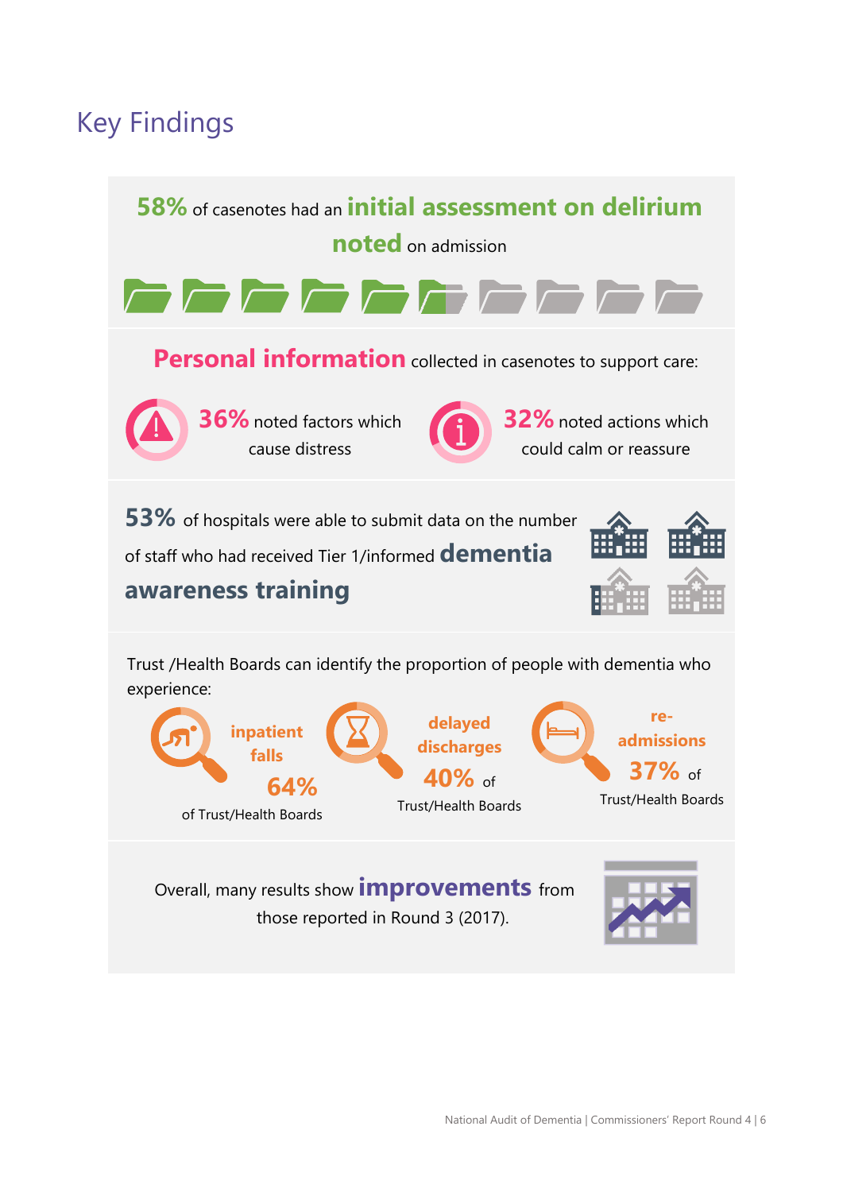# Key Findings

**58%** of casenotes had an **initial assessment on delirium noted** on admission

**Personal information** collected in casenotes to support care:

**36%** noted factors which cause distress

**32%** noted actions which could calm or reassure

**53%** of hospitals were able to submit data on the number of staff who had received Tier 1/informed **dementia awareness training**

Trust /Health Boards can identify the proportion of people with dementia who experience:

**inpatient falls** **64%** of Trust/Health Boards

**delayed discharges** **40%** of Trust/Health Boards

**re-admissions** **37%** of Trust/Health Boards

Overall, many results show **improvements** from those reported in Round 3 (2017).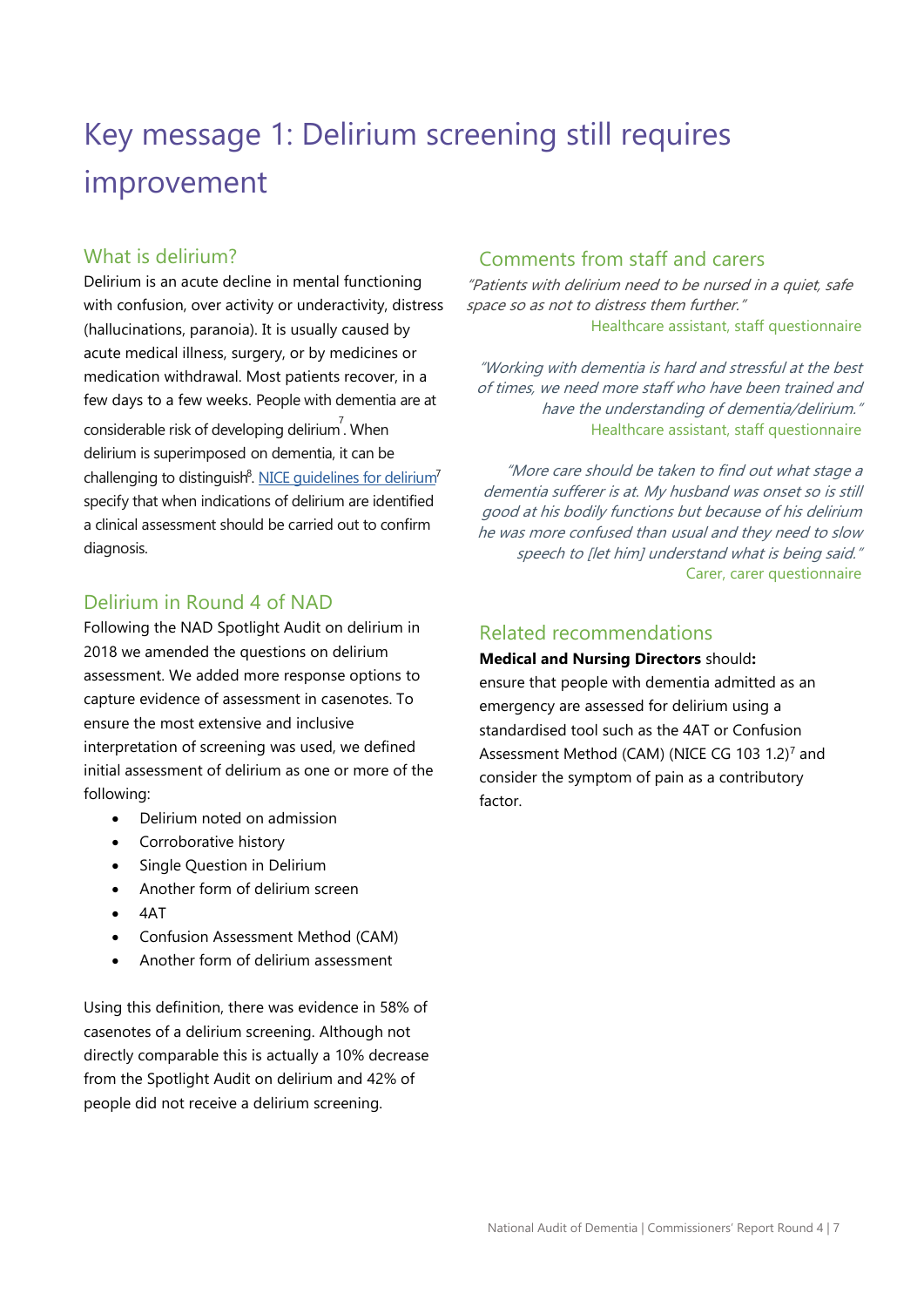# Key message 1: Delirium screening still requires improvement

## What is delirium?

Delirium is an acute decline in mental functioning with confusion, over activity or underactivity, distress (hallucinations, paranoia). It is usually caused by acute medical illness, surgery, or by medicines or medication withdrawal. Most patients recover, in a few days to a few weeks. People with dementia are at considerable risk of developing delirium[7]. When delirium is superimposed on dementia, it can be challenging to distinguish[8]. NICE guidelines for delirium[7] specify that when indications of delirium are identified a clinical assessment should be carried out to confirm diagnosis.

## Delirium in Round 4 of NAD

Following the NAD Spotlight Audit on delirium in 2018 we amended the questions on delirium assessment. We added more response options to capture evidence of assessment in casenotes. To ensure the most extensive and inclusive interpretation of screening was used, we defined initial assessment of delirium as one or more of the following:

- Delirium noted on admission
- Corroborative history
- Single Question in Delirium
- Another form of delirium screen
- 4AT
- Confusion Assessment Method (CAM)
- Another form of delirium assessment

Using this definition, there was evidence in 58% of casenotes of a delirium screening. Although not directly comparable this is actually a 10% decrease from the Spotlight Audit on delirium and 42% of people did not receive a delirium screening.

## Comments from staff and carers

*"Patients with delirium need to be nursed in a quiet, safe space so as not to distress them further."*

Healthcare assistant, staff questionnaire

*"Working with dementia is hard and stressful at the best of times, we need more staff who have been trained and have the understanding of dementia/delirium."*

Healthcare assistant, staff questionnaire

*"More care should be taken to find out what stage a dementia sufferer is at. My husband was onset so is still good at his bodily functions but because of his delirium he was more confused than usual and they need to slow speech to [let him] understand what is being said."*

Carer, carer questionnaire

## Related recommendations

**Medical and Nursing Directors** should**:**
ensure that people with dementia admitted as an emergency are assessed for delirium using a standardised tool such as the 4AT or Confusion Assessment Method (CAM) (NICE CG 103 1.2)[7] and consider the symptom of pain as a contributory factor.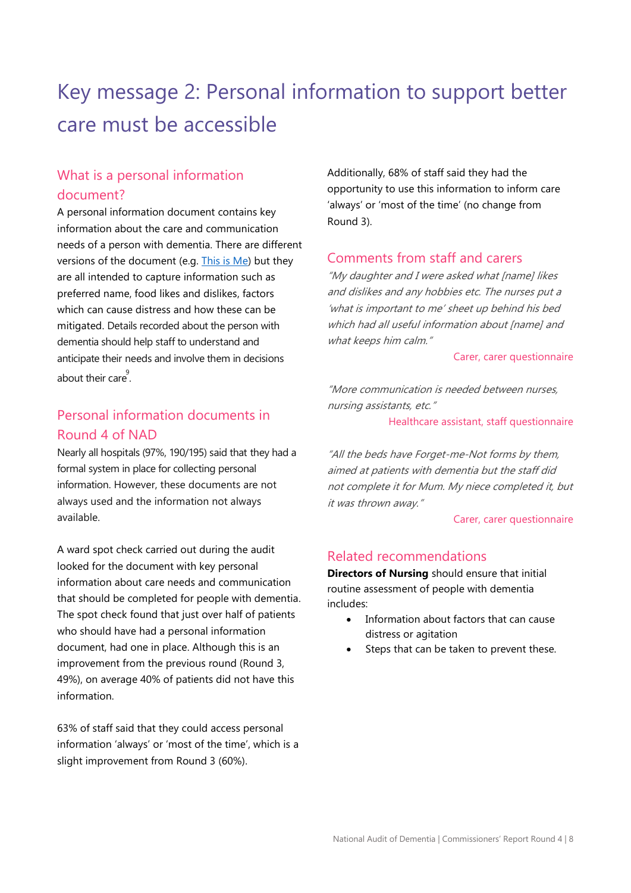# Key message 2: Personal information to support better care must be accessible

## What is a personal information document?

A personal information document contains key information about the care and communication needs of a person with dementia. There are different versions of the document (e.g. [This is Me]) but they are all intended to capture information such as preferred name, food likes and dislikes, factors which can cause distress and how these can be mitigated. Details recorded about the person with dementia should help staff to understand and anticipate their needs and involve them in decisions about their care[9].

## Personal information documents in Round 4 of NAD

Nearly all hospitals (97%, 190/195) said that they had a formal system in place for collecting personal information. However, these documents are not always used and the information not always available.

A ward spot check carried out during the audit looked for the document with key personal information about care needs and communication that should be completed for people with dementia. The spot check found that just over half of patients who should have had a personal information document, had one in place. Although this is an improvement from the previous round (Round 3, 49%), on average 40% of patients did not have this information.

63% of staff said that they could access personal information 'always' or 'most of the time', which is a slight improvement from Round 3 (60%).

Additionally, 68% of staff said they had the opportunity to use this information to inform care 'always' or 'most of the time' (no change from Round 3).

## Comments from staff and carers

*"My daughter and I were asked what [name] likes and dislikes and any hobbies etc. The nurses put a 'what is important to me' sheet up behind his bed which had all useful information about [name] and what keeps him calm."*

Carer, carer questionnaire

*"More communication is needed between nurses, nursing assistants, etc."*

Healthcare assistant, staff questionnaire

*"All the beds have Forget-me-Not forms by them, aimed at patients with dementia but the staff did not complete it for Mum. My niece completed it, but it was thrown away."*

Carer, carer questionnaire

## Related recommendations

**Directors of Nursing** should ensure that initial routine assessment of people with dementia includes:

- Information about factors that can cause distress or agitation
- Steps that can be taken to prevent these.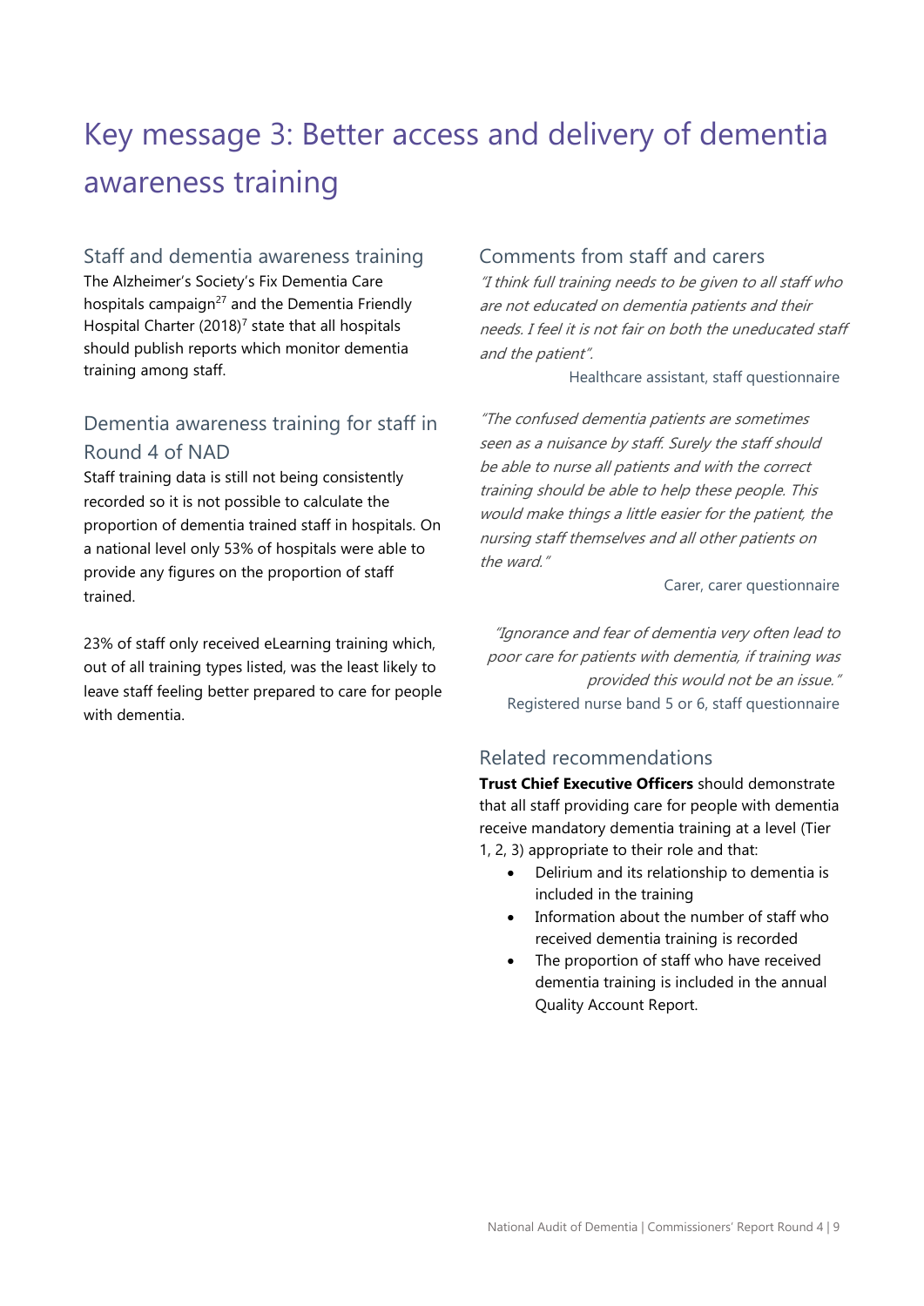# Key message 3: Better access and delivery of dementia awareness training

## Staff and dementia awareness training

The Alzheimer's Society's Fix Dementia Care hospitals campaign[27] and the Dementia Friendly Hospital Charter (2018)[7] state that all hospitals should publish reports which monitor dementia training among staff.

## Dementia awareness training for staff in Round 4 of NAD

Staff training data is still not being consistently recorded so it is not possible to calculate the proportion of dementia trained staff in hospitals. On a national level only 53% of hospitals were able to provide any figures on the proportion of staff trained.

23% of staff only received eLearning training which, out of all training types listed, was the least likely to leave staff feeling better prepared to care for people with dementia.

## Comments from staff and carers

*"I think full training needs to be given to all staff who are not educated on dementia patients and their needs. I feel it is not fair on both the uneducated staff and the patient".*

Healthcare assistant, staff questionnaire

*"The confused dementia patients are sometimes seen as a nuisance by staff. Surely the staff should be able to nurse all patients and with the correct training should be able to help these people. This would make things a little easier for the patient, the nursing staff themselves and all other patients on the ward."*

Carer, carer questionnaire

*"Ignorance and fear of dementia very often lead to poor care for patients with dementia, if training was provided this would not be an issue."*

Registered nurse band 5 or 6, staff questionnaire

## Related recommendations

**Trust Chief Executive Officers** should demonstrate that all staff providing care for people with dementia receive mandatory dementia training at a level (Tier 1, 2, 3) appropriate to their role and that:

- Delirium and its relationship to dementia is included in the training
- Information about the number of staff who received dementia training is recorded
- The proportion of staff who have received dementia training is included in the annual Quality Account Report.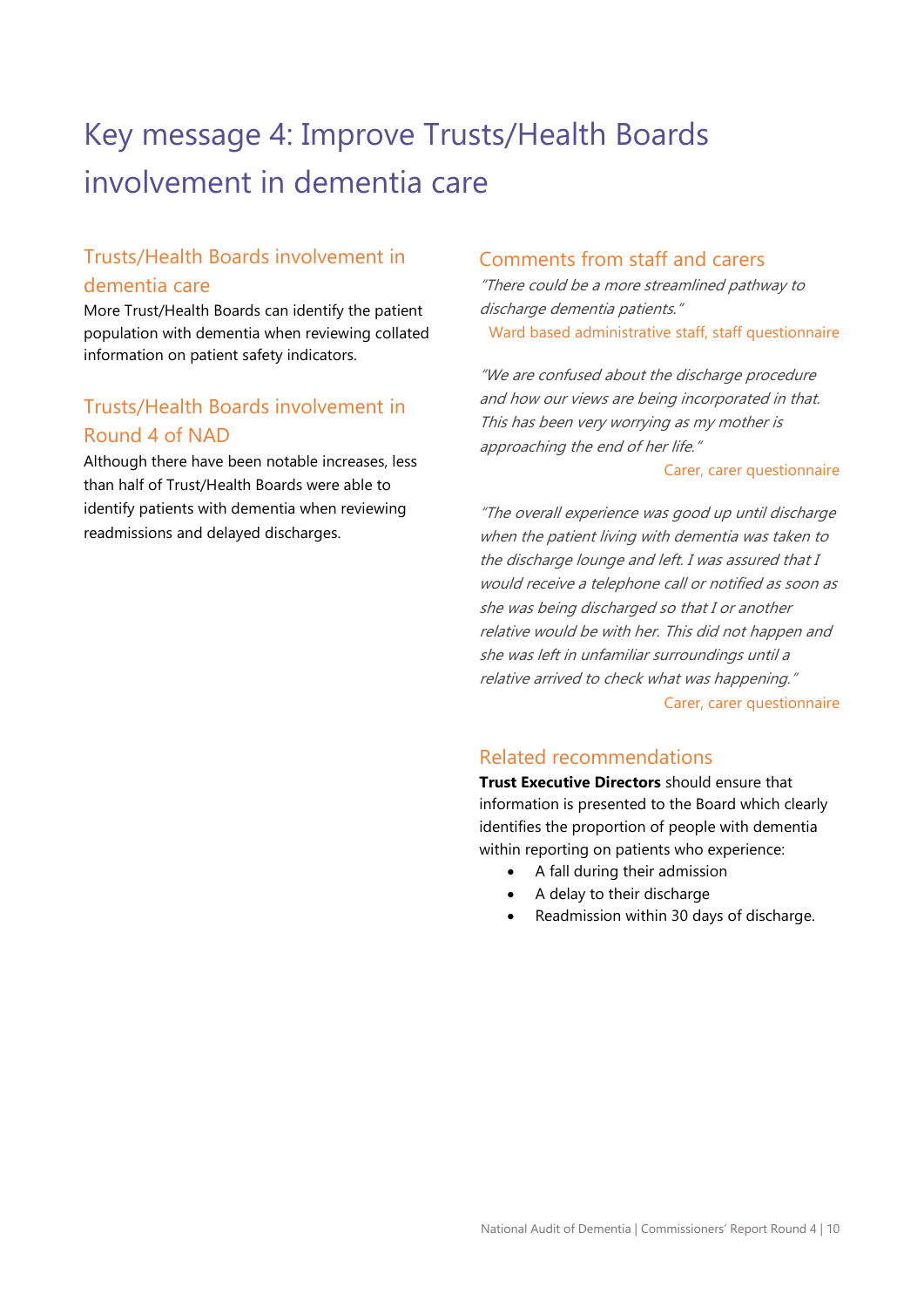# Key message 4: Improve Trusts/Health Boards involvement in dementia care

## Trusts/Health Boards involvement in dementia care

More Trust/Health Boards can identify the patient population with dementia when reviewing collated information on patient safety indicators.

## Trusts/Health Boards involvement in Round 4 of NAD

Although there have been notable increases, less than half of Trust/Health Boards were able to identify patients with dementia when reviewing readmissions and delayed discharges.

## Comments from staff and carers

*"There could be a more streamlined pathway to discharge dementia patients."*

Ward based administrative staff, staff questionnaire

*"We are confused about the discharge procedure and how our views are being incorporated in that. This has been very worrying as my mother is approaching the end of her life."*

Carer, carer questionnaire

*"The overall experience was good up until discharge when the patient living with dementia was taken to the discharge lounge and left. I was assured that I would receive a telephone call or notified as soon as she was being discharged so that I or another relative would be with her. This did not happen and she was left in unfamiliar surroundings until a relative arrived to check what was happening."*

Carer, carer questionnaire

## Related recommendations

**Trust Executive Directors** should ensure that information is presented to the Board which clearly identifies the proportion of people with dementia within reporting on patients who experience:

- A fall during their admission
- A delay to their discharge
- Readmission within 30 days of discharge.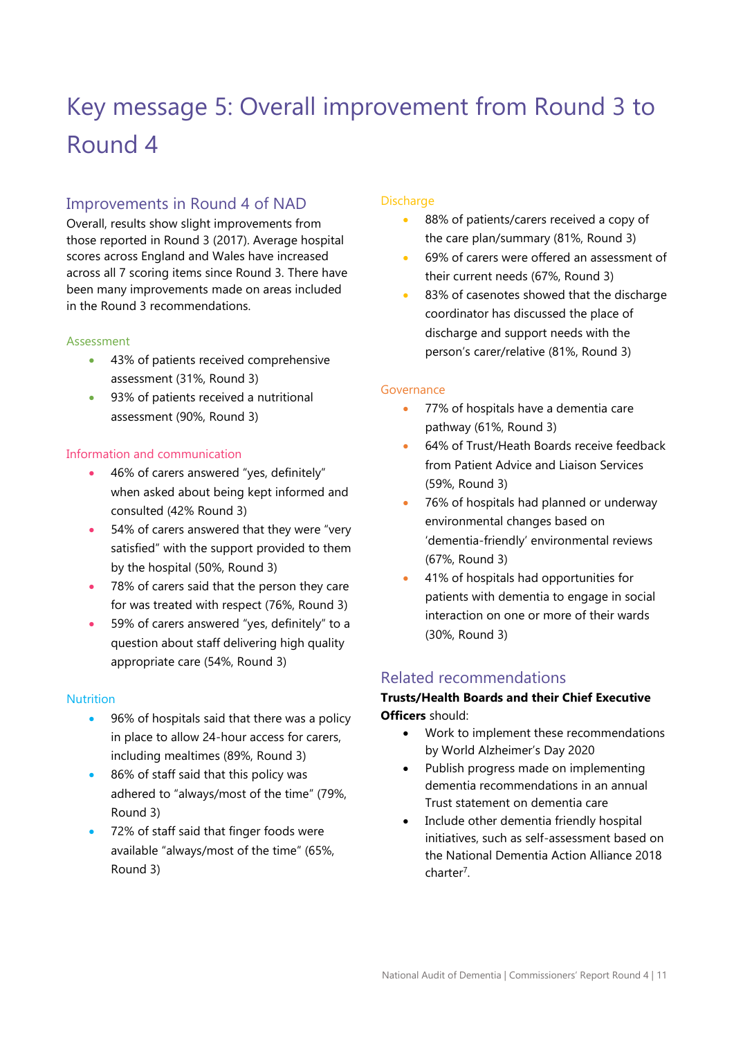# Key message 5: Overall improvement from Round 3 to Round 4

## Improvements in Round 4 of NAD

Overall, results show slight improvements from those reported in Round 3 (2017). Average hospital scores across England and Wales have increased across all 7 scoring items since Round 3. There have been many improvements made on areas included in the Round 3 recommendations.

### Assessment

- 43% of patients received comprehensive assessment (31%, Round 3)
- 93% of patients received a nutritional assessment (90%, Round 3)

### Information and communication

- 46% of carers answered "yes, definitely" when asked about being kept informed and consulted (42% Round 3)
- 54% of carers answered that they were "very satisfied" with the support provided to them by the hospital (50%, Round 3)
- 78% of carers said that the person they care for was treated with respect (76%, Round 3)
- 59% of carers answered "yes, definitely" to a question about staff delivering high quality appropriate care (54%, Round 3)

### Nutrition

- 96% of hospitals said that there was a policy in place to allow 24-hour access for carers, including mealtimes (89%, Round 3)
- 86% of staff said that this policy was adhered to "always/most of the time" (79%, Round 3)
- 72% of staff said that finger foods were available "always/most of the time" (65%, Round 3)

### Discharge

- 88% of patients/carers received a copy of the care plan/summary (81%, Round 3)
- 69% of carers were offered an assessment of their current needs (67%, Round 3)
- 83% of casenotes showed that the discharge coordinator has discussed the place of discharge and support needs with the person's carer/relative (81%, Round 3)

### Governance

- 77% of hospitals have a dementia care pathway (61%, Round 3)
- 64% of Trust/Heath Boards receive feedback from Patient Advice and Liaison Services (59%, Round 3)
- 76% of hospitals had planned or underway environmental changes based on 'dementia-friendly' environmental reviews (67%, Round 3)
- 41% of hospitals had opportunities for patients with dementia to engage in social interaction on one or more of their wards (30%, Round 3)

## Related recommendations

**Trusts/Health Boards and their Chief Executive Officers** should:

- Work to implement these recommendations by World Alzheimer's Day 2020
- Publish progress made on implementing dementia recommendations in an annual Trust statement on dementia care
- Include other dementia friendly hospital initiatives, such as self-assessment based on the National Dementia Action Alliance 2018 charter[7].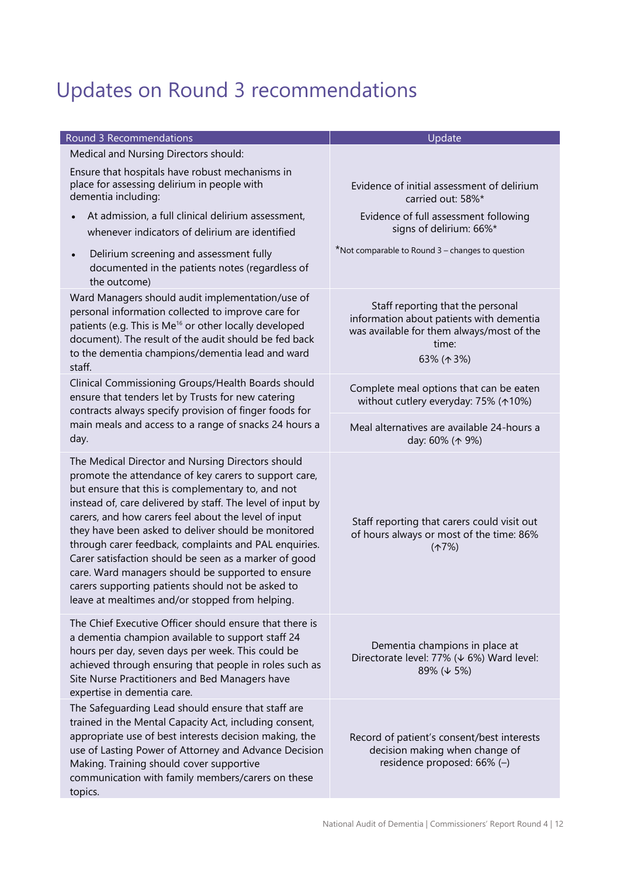# Updates on Round 3 recommendations

| Round 3 Recommendations | Update |
|---|---|
| Medical and Nursing Directors should:<br><br>Ensure that hospitals have robust mechanisms in place for assessing delirium in people with dementia including:<br><br>• At admission, a full clinical delirium assessment, whenever indicators of delirium are identified<br>• Delirium screening and assessment fully documented in the patients notes (regardless of the outcome) | Evidence of initial assessment of delirium carried out: 58%*<br><br>Evidence of full assessment following signs of delirium: 66%*<br><br>*Not comparable to Round 3 – changes to question |
| Ward Managers should audit implementation/use of personal information collected to improve care for patients (e.g. This is Me[16] or other locally developed document). The result of the audit should be fed back to the dementia champions/dementia lead and ward staff. | Staff reporting that the personal information about patients with dementia was available for them always/most of the time:<br>63% (↑3%) |
| Clinical Commissioning Groups/Health Boards should ensure that tenders let by Trusts for new catering contracts always specify provision of finger foods for main meals and access to a range of snacks 24 hours a day. | Complete meal options that can be eaten without cutlery everyday: 75% (↑10%)<br><br>Meal alternatives are available 24-hours a day: 60% (↑ 9%) |
| The Medical Director and Nursing Directors should promote the attendance of key carers to support care, but ensure that this is complementary to, and not instead of, care delivered by staff. The level of input by carers, and how carers feel about the level of input they have been asked to deliver should be monitored through carer feedback, complaints and PAL enquiries. Carer satisfaction should be seen as a marker of good care. Ward managers should be supported to ensure carers supporting patients should not be asked to leave at mealtimes and/or stopped from helping. | Staff reporting that carers could visit out of hours always or most of the time: 86% (↑7%) |
| The Chief Executive Officer should ensure that there is a dementia champion available to support staff 24 hours per day, seven days per week. This could be achieved through ensuring that people in roles such as Site Nurse Practitioners and Bed Managers have expertise in dementia care. | Dementia champions in place at Directorate level: 77% (↓ 6%) Ward level: 89% (↓ 5%) |
| The Safeguarding Lead should ensure that staff are trained in the Mental Capacity Act, including consent, appropriate use of best interests decision making, the use of Lasting Power of Attorney and Advance Decision Making. Training should cover supportive communication with family members/carers on these topics. | Record of patient's consent/best interests decision making when change of residence proposed: 66% (–) |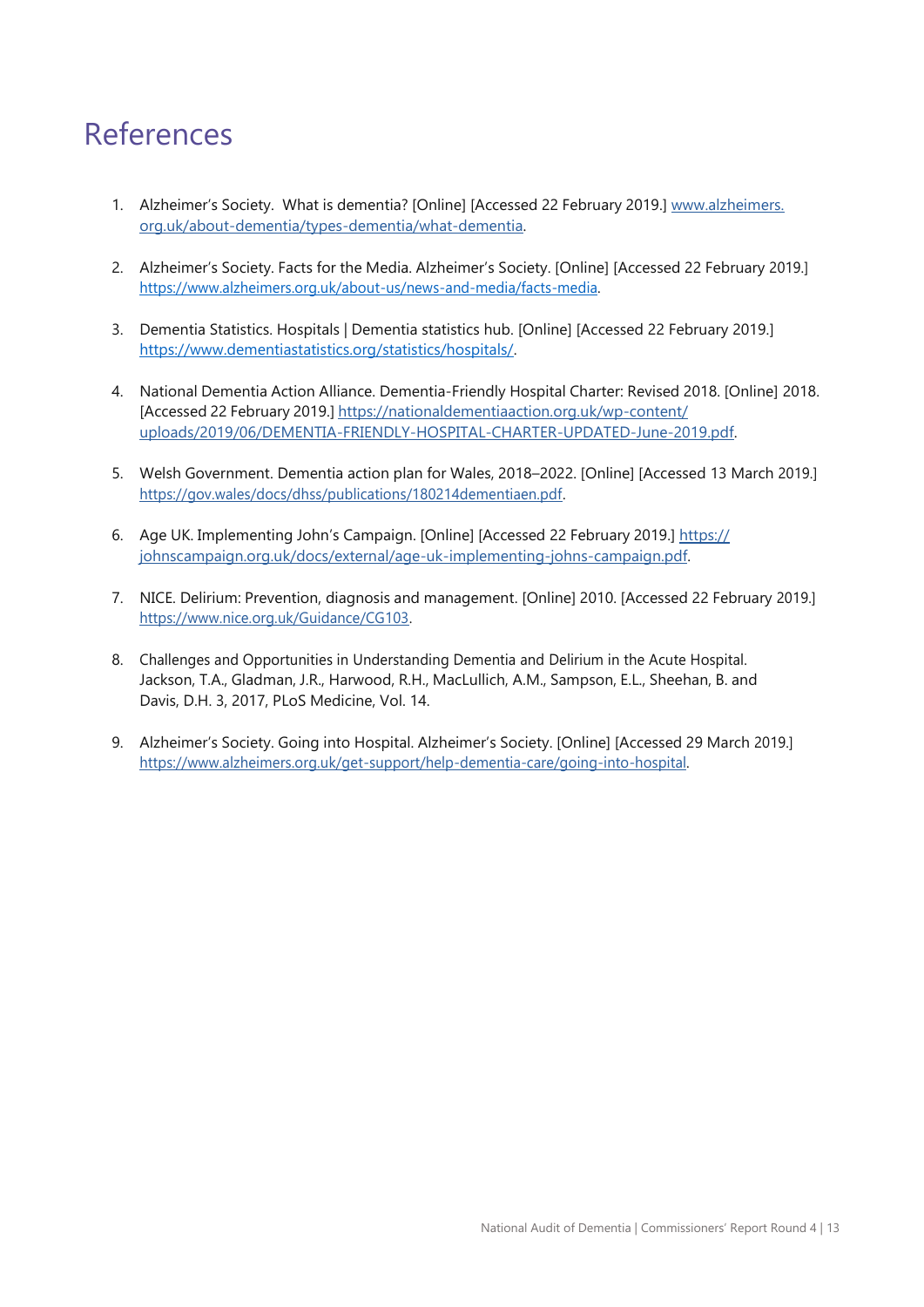# References

1. Alzheimer's Society. What is dementia? [Online] [Accessed 22 February 2019.] www.alzheimers.org.uk/about-dementia/types-dementia/what-dementia.

2. Alzheimer's Society. Facts for the Media. Alzheimer's Society. [Online] [Accessed 22 February 2019.] https://www.alzheimers.org.uk/about-us/news-and-media/facts-media.

3. Dementia Statistics. Hospitals | Dementia statistics hub. [Online] [Accessed 22 February 2019.] https://www.dementiastatistics.org/statistics/hospitals/.

4. National Dementia Action Alliance. Dementia-Friendly Hospital Charter: Revised 2018. [Online] 2018. [Accessed 22 February 2019.] https://nationaldementiaaction.org.uk/wp-content/uploads/2019/06/DEMENTIA-FRIENDLY-HOSPITAL-CHARTER-UPDATED-June-2019.pdf.

5. Welsh Government. Dementia action plan for Wales, 2018–2022. [Online] [Accessed 13 March 2019.] https://gov.wales/docs/dhss/publications/180214dementiaen.pdf.

6. Age UK. Implementing John's Campaign. [Online] [Accessed 22 February 2019.] https://johnscampaign.org.uk/docs/external/age-uk-implementing-johns-campaign.pdf.

7. NICE. Delirium: Prevention, diagnosis and management. [Online] 2010. [Accessed 22 February 2019.] https://www.nice.org.uk/Guidance/CG103.

8. Challenges and Opportunities in Understanding Dementia and Delirium in the Acute Hospital. Jackson, T.A., Gladman, J.R., Harwood, R.H., MacLullich, A.M., Sampson, E.L., Sheehan, B. and Davis, D.H. 3, 2017, PLoS Medicine, Vol. 14.

9. Alzheimer's Society. Going into Hospital. Alzheimer's Society. [Online] [Accessed 29 March 2019.] https://www.alzheimers.org.uk/get-support/help-dementia-care/going-into-hospital.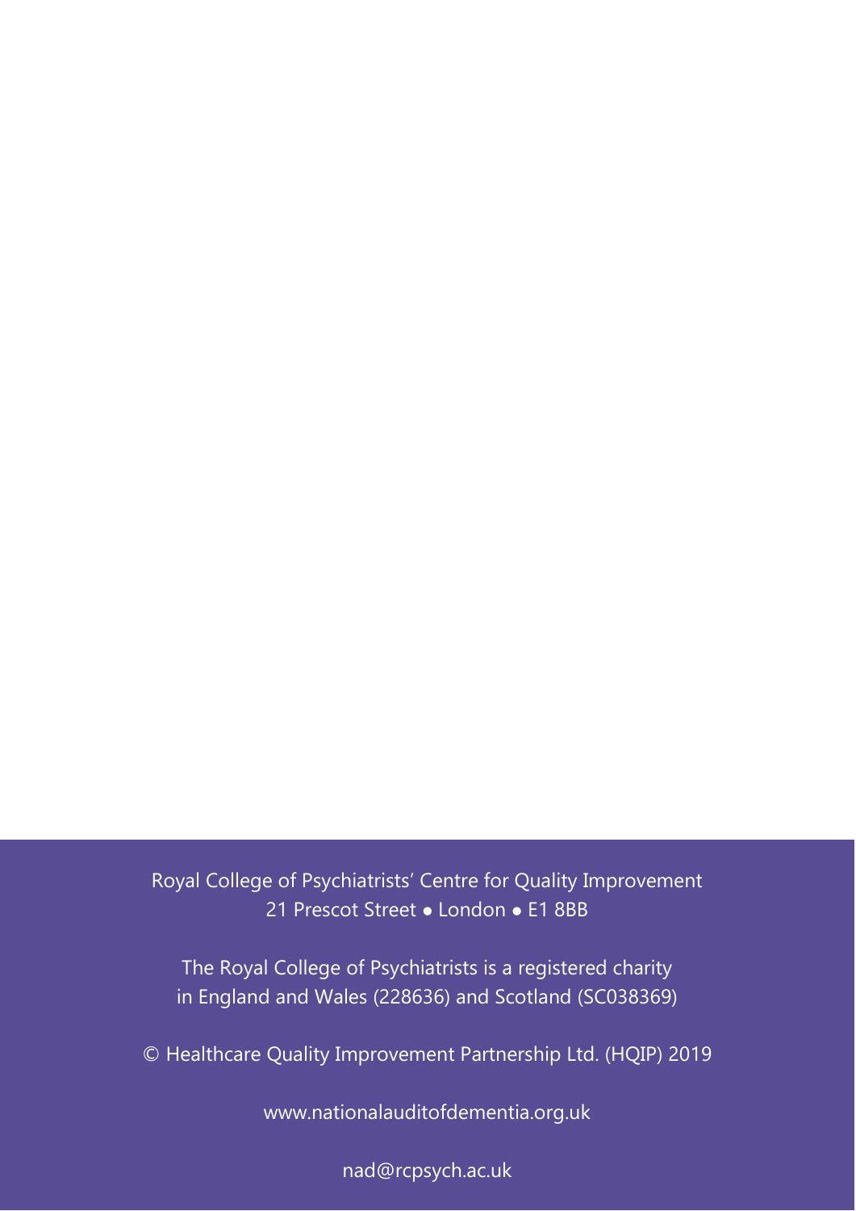Royal College of Psychiatrists' Centre for Quality Improvement
21 Prescot Street ● London ● E1 8BB

The Royal College of Psychiatrists is a registered charity
in England and Wales (228636) and Scotland (SC038369)

© Healthcare Quality Improvement Partnership Ltd. (HQIP) 2019

www.nationalauditofdementia.org.uk

nad@rcpsych.ac.uk